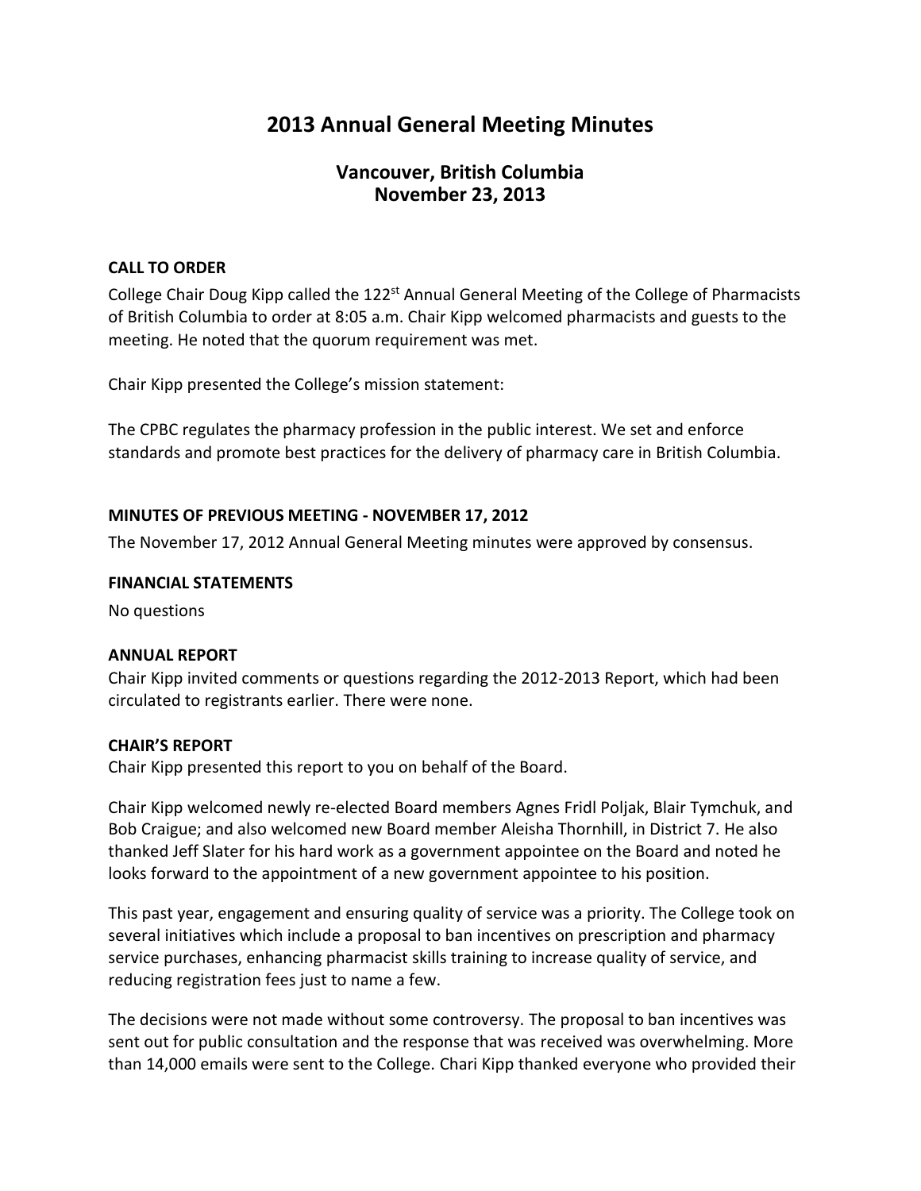# 2013 Annual General Meeting Minutes

## Vancouver, British Columbia
## November 23, 2013

**CALL TO ORDER**

College Chair Doug Kipp called the 122nd Annual General Meeting of the College of Pharmacists of British Columbia to order at 8:05 a.m. Chair Kipp welcomed pharmacists and guests to the meeting. He noted that the quorum requirement was met.

Chair Kipp presented the College's mission statement:

The CPBC regulates the pharmacy profession in the public interest. We set and enforce standards and promote best practices for the delivery of pharmacy care in British Columbia.

**MINUTES OF PREVIOUS MEETING - NOVEMBER 17, 2012**

The November 17, 2012 Annual General Meeting minutes were approved by consensus.

**FINANCIAL STATEMENTS**

No questions

**ANNUAL REPORT**

Chair Kipp invited comments or questions regarding the 2012-2013 Report, which had been circulated to registrants earlier. There were none.

**CHAIR'S REPORT**

Chair Kipp presented this report to you on behalf of the Board.

Chair Kipp welcomed newly re-elected Board members Agnes Fridl Poljak, Blair Tymchuk, and Bob Craigue; and also welcomed new Board member Aleisha Thornhill, in District 7. He also thanked Jeff Slater for his hard work as a government appointee on the Board and noted he looks forward to the appointment of a new government appointee to his position.

This past year, engagement and ensuring quality of service was a priority. The College took on several initiatives which include a proposal to ban incentives on prescription and pharmacy service purchases, enhancing pharmacist skills training to increase quality of service, and reducing registration fees just to name a few.

The decisions were not made without some controversy. The proposal to ban incentives was sent out for public consultation and the response that was received was overwhelming. More than 14,000 emails were sent to the College. Chari Kipp thanked everyone who provided their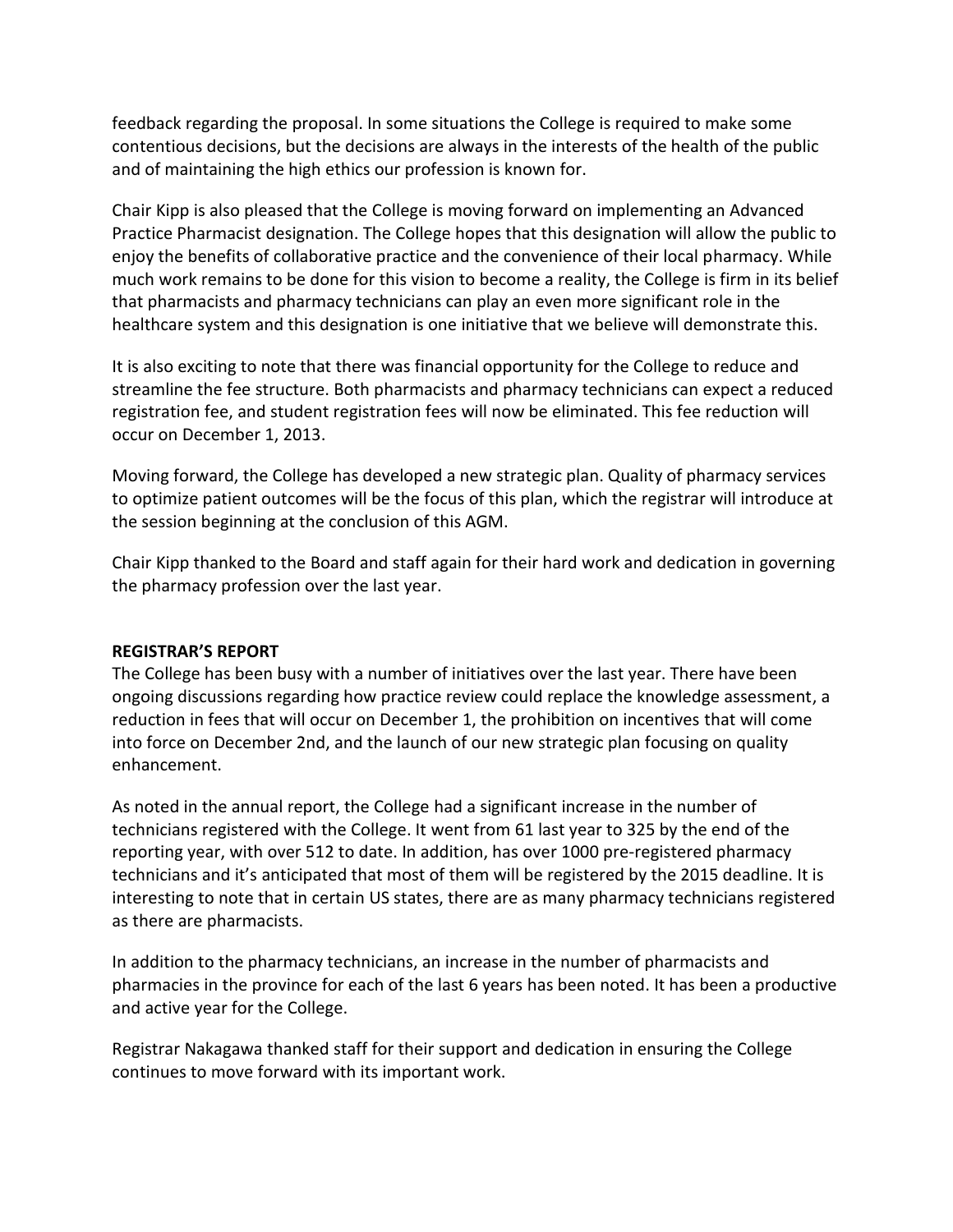feedback regarding the proposal. In some situations the College is required to make some contentious decisions, but the decisions are always in the interests of the health of the public and of maintaining the high ethics our profession is known for.

Chair Kipp is also pleased that the College is moving forward on implementing an Advanced Practice Pharmacist designation. The College hopes that this designation will allow the public to enjoy the benefits of collaborative practice and the convenience of their local pharmacy. While much work remains to be done for this vision to become a reality, the College is firm in its belief that pharmacists and pharmacy technicians can play an even more significant role in the healthcare system and this designation is one initiative that we believe will demonstrate this.

It is also exciting to note that there was financial opportunity for the College to reduce and streamline the fee structure. Both pharmacists and pharmacy technicians can expect a reduced registration fee, and student registration fees will now be eliminated. This fee reduction will occur on December 1, 2013.

Moving forward, the College has developed a new strategic plan. Quality of pharmacy services to optimize patient outcomes will be the focus of this plan, which the registrar will introduce at the session beginning at the conclusion of this AGM.

Chair Kipp thanked to the Board and staff again for their hard work and dedication in governing the pharmacy profession over the last year.

**REGISTRAR'S REPORT**

The College has been busy with a number of initiatives over the last year. There have been ongoing discussions regarding how practice review could replace the knowledge assessment, a reduction in fees that will occur on December 1, the prohibition on incentives that will come into force on December 2nd, and the launch of our new strategic plan focusing on quality enhancement.

As noted in the annual report, the College had a significant increase in the number of technicians registered with the College. It went from 61 last year to 325 by the end of the reporting year, with over 512 to date. In addition, has over 1000 pre-registered pharmacy technicians and it's anticipated that most of them will be registered by the 2015 deadline. It is interesting to note that in certain US states, there are as many pharmacy technicians registered as there are pharmacists.

In addition to the pharmacy technicians, an increase in the number of pharmacists and pharmacies in the province for each of the last 6 years has been noted. It has been a productive and active year for the College.

Registrar Nakagawa thanked staff for their support and dedication in ensuring the College continues to move forward with its important work.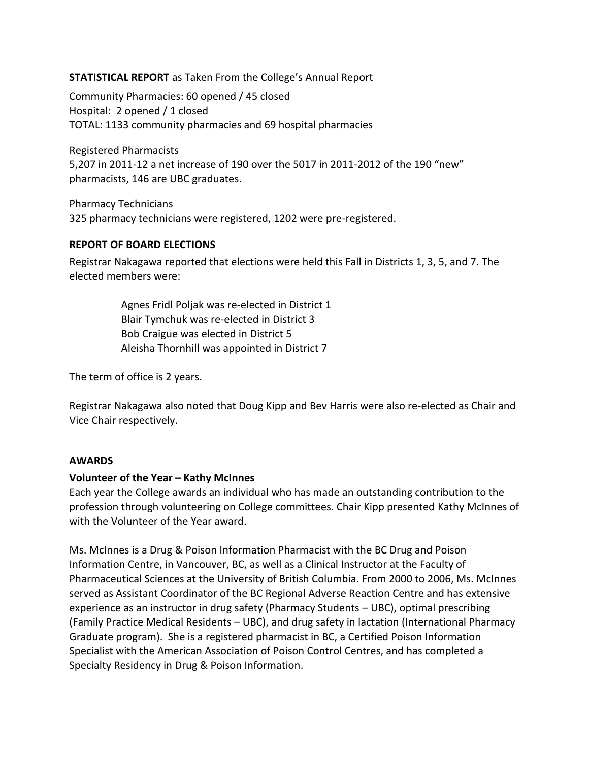**STATISTICAL REPORT** as Taken From the College's Annual Report

Community Pharmacies: 60 opened / 45 closed
Hospital: 2 opened / 1 closed
TOTAL: 1133 community pharmacies and 69 hospital pharmacies

Registered Pharmacists
5,207 in 2011-12 a net increase of 190 over the 5017 in 2011-2012 of the 190 "new" pharmacists, 146 are UBC graduates.

Pharmacy Technicians
325 pharmacy technicians were registered, 1202 were pre-registered.

**REPORT OF BOARD ELECTIONS**

Registrar Nakagawa reported that elections were held this Fall in Districts 1, 3, 5, and 7. The elected members were:

> Agnes Fridl Poljak was re-elected in District 1
> Blair Tymchuk was re-elected in District 3
> Bob Craigue was elected in District 5
> Aleisha Thornhill was appointed in District 7

The term of office is 2 years.

Registrar Nakagawa also noted that Doug Kipp and Bev Harris were also re-elected as Chair and Vice Chair respectively.

**AWARDS**

**Volunteer of the Year – Kathy McInnes**

Each year the College awards an individual who has made an outstanding contribution to the profession through volunteering on College committees. Chair Kipp presented Kathy McInnes of with the Volunteer of the Year award.

Ms. McInnes is a Drug & Poison Information Pharmacist with the BC Drug and Poison Information Centre, in Vancouver, BC, as well as a Clinical Instructor at the Faculty of Pharmaceutical Sciences at the University of British Columbia. From 2000 to 2006, Ms. McInnes served as Assistant Coordinator of the BC Regional Adverse Reaction Centre and has extensive experience as an instructor in drug safety (Pharmacy Students – UBC), optimal prescribing (Family Practice Medical Residents – UBC), and drug safety in lactation (International Pharmacy Graduate program). She is a registered pharmacist in BC, a Certified Poison Information Specialist with the American Association of Poison Control Centres, and has completed a Specialty Residency in Drug & Poison Information.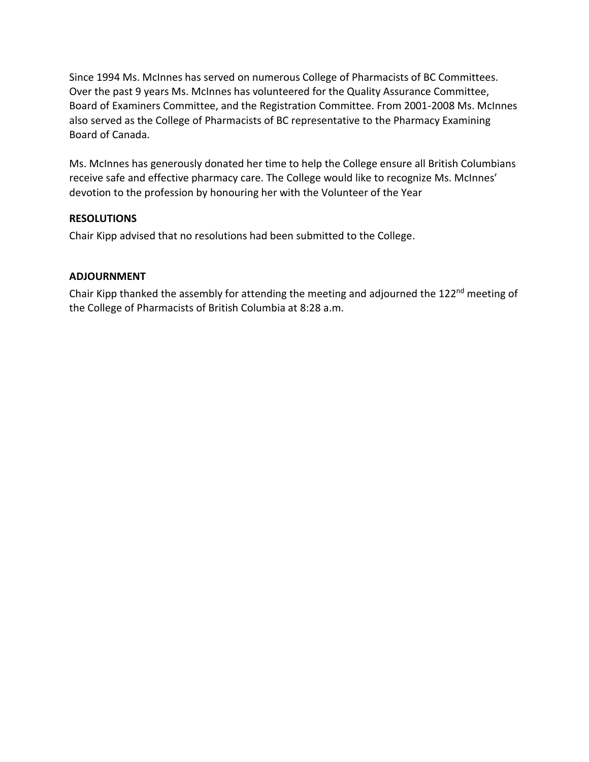Since 1994 Ms. McInnes has served on numerous College of Pharmacists of BC Committees. Over the past 9 years Ms. McInnes has volunteered for the Quality Assurance Committee, Board of Examiners Committee, and the Registration Committee. From 2001-2008 Ms. McInnes also served as the College of Pharmacists of BC representative to the Pharmacy Examining Board of Canada.

Ms. McInnes has generously donated her time to help the College ensure all British Columbians receive safe and effective pharmacy care. The College would like to recognize Ms. McInnes' devotion to the profession by honouring her with the Volunteer of the Year

**RESOLUTIONS**

Chair Kipp advised that no resolutions had been submitted to the College.

**ADJOURNMENT**

Chair Kipp thanked the assembly for attending the meeting and adjourned the 122nd meeting of the College of Pharmacists of British Columbia at 8:28 a.m.